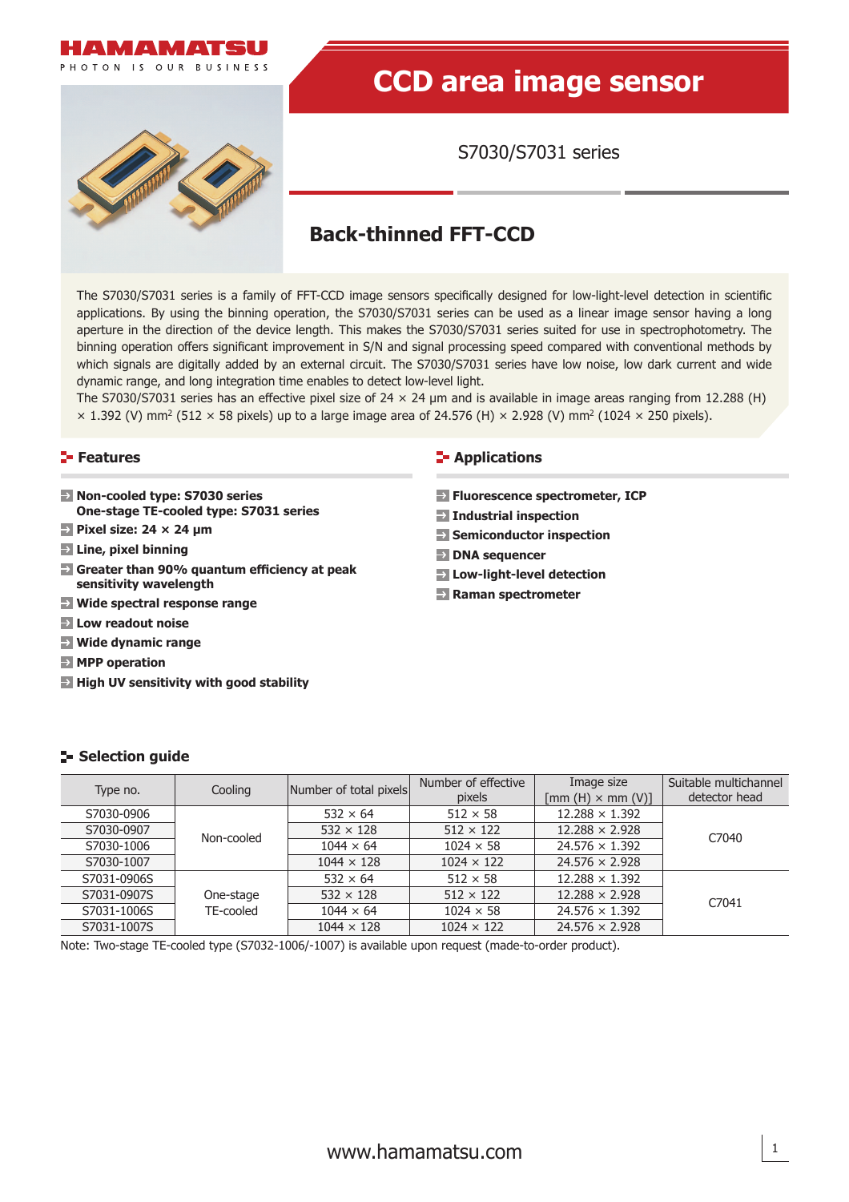# CCD area image sensor

S7030/S7031 series

## Back-thinned FFT-CCD

The S7030/S7031 series is a family of FFT-CCD image sensors specifically designed for low-light-level detection in scientific applications. By using the binning operation, the S7030/S7031 series can be used as a linear image sensor having a long aperture in the direction of the device length. This makes the S7030/S7031 series suited for use in spectrophotometry. The binning operation offers significant improvement in S/N and signal processing speed compared with conventional methods by which signals are digitally added by an external circuit. The S7030/S7031 series have low noise, low dark current and wide dynamic range, and long integration time enables to detect low-level light.

The S7030/S7031 series has an effective pixel size of 24 × 24 μm and is available in image areas ranging from 12.288 (H) × 1.392 (V) mm$^2$ (512 × 58 pixels) up to a large image area of 24.576 (H) × 2.928 (V) mm$^2$ (1024 × 250 pixels).

### Features

- **Non-cooled type: S7030 series**
  **One-stage TE-cooled type: S7031 series**
- **Pixel size: 24 × 24 μm**
- **Line, pixel binning**
- **Greater than 90% quantum efficiency at peak sensitivity wavelength**
- **Wide spectral response range**
- **Low readout noise**
- **Wide dynamic range**
- **MPP operation**
- **High UV sensitivity with good stability**

### Applications

- **Fluorescence spectrometer, ICP**
- **Industrial inspection**
- **Semiconductor inspection**
- **DNA sequencer**
- **Low-light-level detection**
- **Raman spectrometer**

### Selection guide

| Type no. | Cooling | Number of total pixels | Number of effective pixels | Image size [mm (H) × mm (V)] | Suitable multichannel detector head |
|---|---|---|---|---|---|
| S7030-0906 | Non-cooled | 532 × 64 | 512 × 58 | 12.288 × 1.392 | C7040 |
| S7030-0907 | | 532 × 128 | 512 × 122 | 12.288 × 2.928 | |
| S7030-1006 | | 1044 × 64 | 1024 × 58 | 24.576 × 1.392 | |
| S7030-1007 | | 1044 × 128 | 1024 × 122 | 24.576 × 2.928 | |
| S7031-0906S | One-stage TE-cooled | 532 × 64 | 512 × 58 | 12.288 × 1.392 | C7041 |
| S7031-0907S | | 532 × 128 | 512 × 122 | 12.288 × 2.928 | |
| S7031-1006S | | 1044 × 64 | 1024 × 58 | 24.576 × 1.392 | |
| S7031-1007S | | 1044 × 128 | 1024 × 122 | 24.576 × 2.928 | |

Note: Two-stage TE-cooled type (S7032-1006/-1007) is available upon request (made-to-order product).

www.hamamatsu.com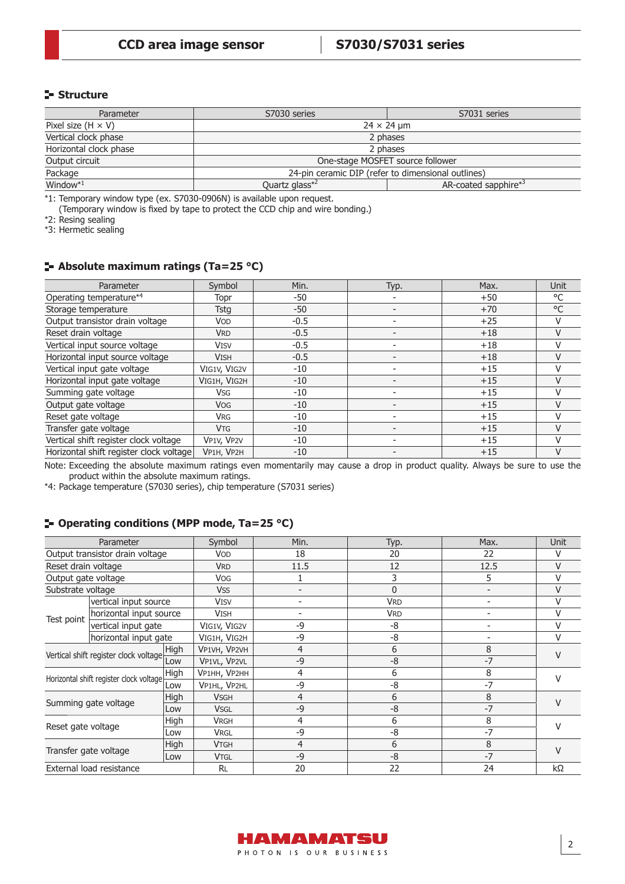## Structure

| Parameter | S7030 series | S7031 series |
|---|---|---|
| Pixel size (H × V) | 24 × 24 µm | |
| Vertical clock phase | 2 phases | |
| Horizontal clock phase | 2 phases | |
| Output circuit | One-stage MOSFET source follower | |
| Package | 24-pin ceramic DIP (refer to dimensional outlines) | |
| Window*1 | Quartz glass*2 | AR-coated sapphire*3 |

*1: Temporary window type (ex. S7030-0906N) is available upon request.
(Temporary window is fixed by tape to protect the CCD chip and wire bonding.)
*2: Resing sealing
*3: Hermetic sealing

## Absolute maximum ratings (Ta=25 °C)

| Parameter | Symbol | Min. | Typ. | Max. | Unit |
|---|---|---|---|---|---|
| Operating temperature*4 | Topr | -50 | - | +50 | °C |
| Storage temperature | Tstg | -50 | - | +70 | °C |
| Output transistor drain voltage | $V_{OD}$ | -0.5 | - | +25 | V |
| Reset drain voltage | $V_{RD}$ | -0.5 | - | +18 | V |
| Vertical input source voltage | $V_{ISV}$ | -0.5 | - | +18 | V |
| Horizontal input source voltage | $V_{ISH}$ | -0.5 | - | +18 | V |
| Vertical input gate voltage | $V_{IG1V}$, $V_{IG2V}$ | -10 | - | +15 | V |
| Horizontal input gate voltage | $V_{IG1H}$, $V_{IG2H}$ | -10 | - | +15 | V |
| Summing gate voltage | $V_{SG}$ | -10 | - | +15 | V |
| Output gate voltage | $V_{OG}$ | -10 | - | +15 | V |
| Reset gate voltage | $V_{RG}$ | -10 | - | +15 | V |
| Transfer gate voltage | $V_{TG}$ | -10 | - | +15 | V |
| Vertical shift register clock voltage | $V_{P1V}$, $V_{P2V}$ | -10 | - | +15 | V |
| Horizontal shift register clock voltage | $V_{P1H}$, $V_{P2H}$ | -10 | - | +15 | V |

Note: Exceeding the absolute maximum ratings even momentarily may cause a drop in product quality. Always be sure to use the product within the absolute maximum ratings.

*4: Package temperature (S7030 series), chip temperature (S7031 series)

## Operating conditions (MPP mode, Ta=25 °C)

| Parameter | | Symbol | Min. | Typ. | Max. | Unit |
|---|---|---|---|---|---|---|
| Output transistor drain voltage | | $V_{OD}$ | 18 | 20 | 22 | V |
| Reset drain voltage | | $V_{RD}$ | 11.5 | 12 | 12.5 | V |
| Output gate voltage | | $V_{OG}$ | 1 | 3 | 5 | V |
| Substrate voltage | | $V_{SS}$ | - | 0 | - | V |
| Test point | vertical input source | $V_{ISV}$ | - | $V_{RD}$ | - | V |
| | horizontal input source | $V_{ISH}$ | - | $V_{RD}$ | - | V |
| | vertical input gate | $V_{IG1V}$, $V_{IG2V}$ | -9 | -8 | - | V |
| | horizontal input gate | $V_{IG1H}$, $V_{IG2H}$ | -9 | -8 | - | V |
| Vertical shift register clock voltage | High | $V_{P1VH}$, $V_{P2VH}$ | 4 | 6 | 8 | V |
| | Low | $V_{P1VL}$, $V_{P2VL}$ | -9 | -8 | -7 | |
| Horizontal shift register clock voltage | High | $V_{P1HH}$, $V_{P2HH}$ | 4 | 6 | 8 | V |
| | Low | $V_{P1HL}$, $V_{P2HL}$ | -9 | -8 | -7 | |
| Summing gate voltage | High | $V_{SGH}$ | 4 | 6 | 8 | V |
| | Low | $V_{SGL}$ | -9 | -8 | -7 | |
| Reset gate voltage | High | $V_{RGH}$ | 4 | 6 | 8 | V |
| | Low | $V_{RGL}$ | -9 | -8 | -7 | |
| Transfer gate voltage | High | $V_{TGH}$ | 4 | 6 | 8 | V |
| | Low | $V_{TGL}$ | -9 | -8 | -7 | |
| External load resistance | | $R_L$ | 20 | 22 | 24 | kΩ |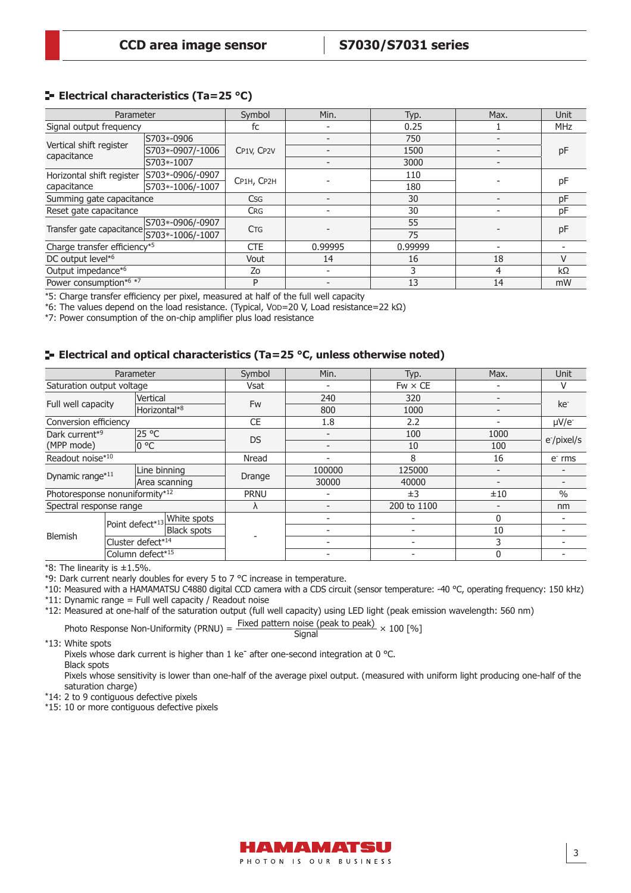## Electrical characteristics (Ta=25 °C)

| Parameter | | Symbol | Min. | Typ. | Max. | Unit |
|---|---|---|---|---|---|---|
| Signal output frequency | | fc | - | 0.25 | 1 | MHz |
| Vertical shift register capacitance | S703*-0906 | $C_{P1V}$, $C_{P2V}$ | - | 750 | - | pF |
| | S703*-0907/-1006 | | - | 1500 | - | |
| | S703*-1007 | | - | 3000 | - | |
| Horizontal shift register capacitance | S703*-0906/-0907 | $C_{P1H}$, $C_{P2H}$ | - | 110 | - | pF |
| | S703*-1006/-1007 | | | 180 | | |
| Summing gate capacitance | | $C_{SG}$ | - | 30 | - | pF |
| Reset gate capacitance | | $C_{RG}$ | - | 30 | - | pF |
| Transfer gate capacitance | S703*-0906/-0907 | $C_{TG}$ | - | 55 | - | pF |
| | S703*-1006/-1007 | | | 75 | | |
| Charge transfer efficiency*5 | | CTE | 0.99995 | 0.99999 | - | - |
| DC output level*6 | | Vout | 14 | 16 | 18 | V |
| Output impedance*6 | | Zo | - | 3 | 4 | kΩ |
| Power consumption*6 *7 | | P | - | 13 | 14 | mW |

*5: Charge transfer efficiency per pixel, measured at half of the full well capacity
*6: The values depend on the load resistance. (Typical, $V_{OD}$=20 V, Load resistance=22 kΩ)
*7: Power consumption of the on-chip amplifier plus load resistance

## Electrical and optical characteristics (Ta=25 °C, unless otherwise noted)

| Parameter | | | Symbol | Min. | Typ. | Max. | Unit |
|---|---|---|---|---|---|---|---|
| Saturation output voltage | | | Vsat | - | Fw × CE | - | V |
| Full well capacity | Vertical | | Fw | 240 | 320 | - | ke⁻ |
| | Horizontal*8 | | | 800 | 1000 | - | |
| Conversion efficiency | | | CE | 1.8 | 2.2 | - | μV/e⁻ |
| Dark current*9 (MPP mode) | 25 °C | | DS | - | 100 | 1000 | e⁻/pixel/s |
| | 0 °C | | | - | 10 | 100 | |
| Readout noise*10 | | | Nread | - | 8 | 16 | e⁻ rms |
| Dynamic range*11 | Line binning | | Drange | 100000 | 125000 | - | - |
| | Area scanning | | | 30000 | 40000 | - | - |
| Photoresponse nonuniformity*12 | | | PRNU | - | ±3 | ±10 | % |
| Spectral response range | | | λ | - | 200 to 1100 | - | nm |
| Blemish | Point defect*13 | White spots | - | - | - | 0 | - |
| | | Black spots | | - | - | 10 | - |
| | Cluster defect*14 | | | - | - | 3 | - |
| | Column defect*15 | | | - | - | 0 | - |

*8: The linearity is ±1.5%.
*9: Dark current nearly doubles for every 5 to 7 °C increase in temperature.
*10: Measured with a HAMAMATSU C4880 digital CCD camera with a CDS circuit (sensor temperature: -40 °C, operating frequency: 150 kHz)
*11: Dynamic range = Full well capacity / Readout noise
*12: Measured at one-half of the saturation output (full well capacity) using LED light (peak emission wavelength: 560 nm)

$$\text{Photo Response Non-Uniformity (PRNU)} = \frac{\text{Fixed pattern noise (peak to peak)}}{\text{Signal}} \times 100\ [\%]$$

*13: White spots
Pixels whose dark current is higher than 1 ke⁻ after one-second integration at 0 °C.
Black spots
Pixels whose sensitivity is lower than one-half of the average pixel output. (measured with uniform light producing one-half of the saturation charge)
*14: 2 to 9 contiguous defective pixels
*15: 10 or more contiguous defective pixels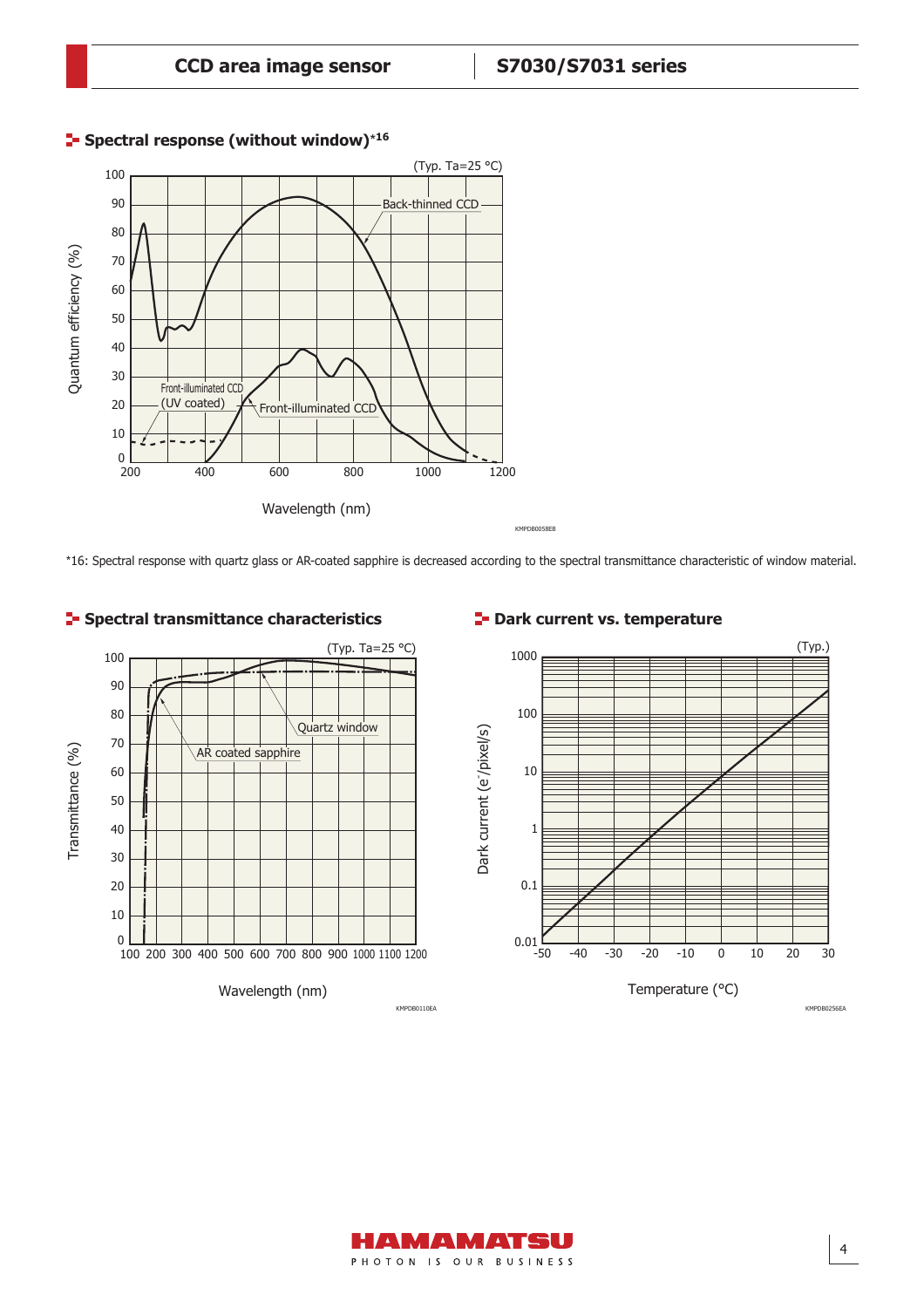## Spectral response (without window)*16

(Typ. Ta=25 °C)

Quantum efficiency (%)

Back-thinned CCD

Front-illuminated CCD (UV coated)

Front-illuminated CCD

Wavelength (nm)

KMPDB0058EB

*16: Spectral response with quartz glass or AR-coated sapphire is decreased according to the spectral transmittance characteristic of window material.

## Spectral transmittance characteristics

(Typ. Ta=25 °C)

Transmittance (%)

Quartz window

AR coated sapphire

Wavelength (nm)

KMPDB0110EA

## Dark current vs. temperature

(Typ.)

Dark current (e⁻/pixel/s)

Temperature (°C)

KMPDB0256EA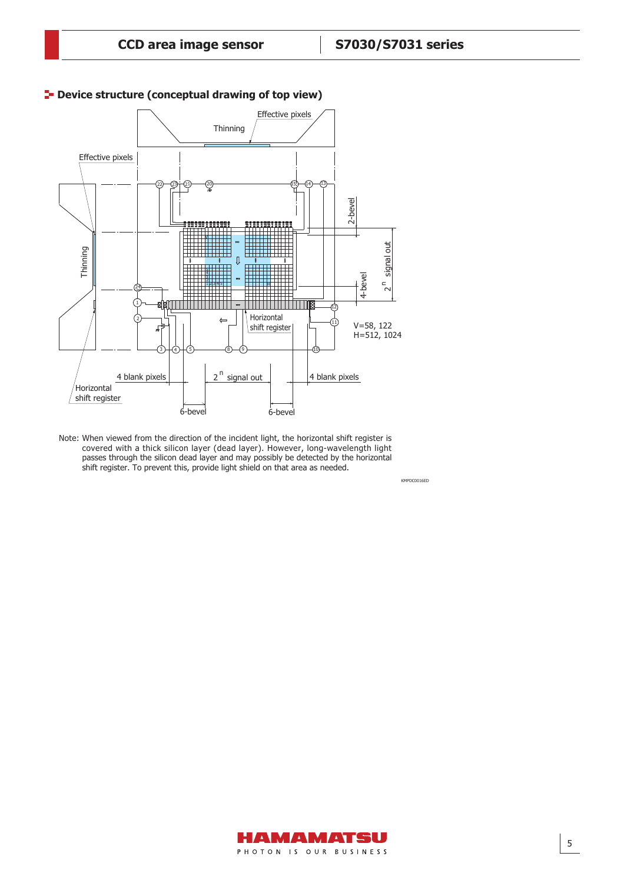## Device structure (conceptual drawing of top view)

Note: When viewed from the direction of the incident light, the horizontal shift register is covered with a thick silicon layer (dead layer). However, long-wavelength light passes through the silicon dead layer and may possibly be detected by the horizontal shift register. To prevent this, provide light shield on that area as needed.

KMPDC0016ED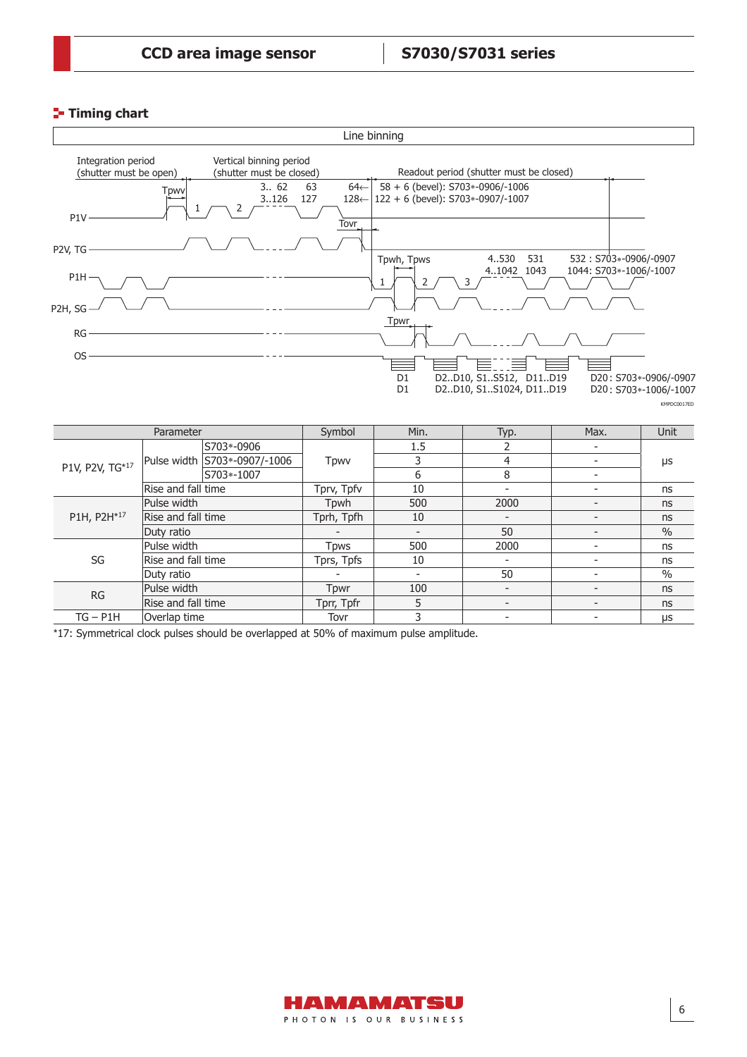## Timing chart

Line binning

Integration period (shutter must be open)

Vertical binning period (shutter must be closed)

Readout period (shutter must be closed)

Tpwv

3.. 62 63 64←

3..126 127 128←

58 + 6 (bevel): S703*-0906/-1006

122 + 6 (bevel): S703*-0907/-1007

P1V

P2V, TG

Tovr

P1H

P2H, SG

Tpwh, Tpws

4..530 531 532 : S703*-0906/-0907

4..1042 1043 1044: S703*-1006/-1007

RG

Tpwr

OS

D1 D2..D10, S1..S512, D11..D19 D20 : S703*-0906/-0907

D1 D2..D10, S1..S1024, D11..D19 D20 : S703*-1006/-1007

KMPDC0017ED

| Parameter | | | Symbol | Min. | Typ. | Max. | Unit |
|---|---|---|---|---|---|---|---|
| P1V, P2V, TG*17 | Pulse width | S703*-0906 | Tpwv | 1.5 | 2 | - | μs |
| | | S703*-0907/-1006 | | 3 | 4 | - | |
| | | S703*-1007 | | 6 | 8 | - | |
| | Rise and fall time | | Tprv, Tpfv | 10 | - | - | ns |
| P1H, P2H*17 | Pulse width | | Tpwh | 500 | 2000 | - | ns |
| | Rise and fall time | | Tprh, Tpfh | 10 | - | - | ns |
| | Duty ratio | | - | - | 50 | - | % |
| SG | Pulse width | | Tpws | 500 | 2000 | - | ns |
| | Rise and fall time | | Tprs, Tpfs | 10 | - | - | ns |
| | Duty ratio | | - | - | 50 | - | % |
| RG | Pulse width | | Tpwr | 100 | - | - | ns |
| | Rise and fall time | | Tprr, Tpfr | 5 | - | - | ns |
| TG – P1H | Overlap time | | Tovr | 3 | - | - | μs |

*17: Symmetrical clock pulses should be overlapped at 50% of maximum pulse amplitude.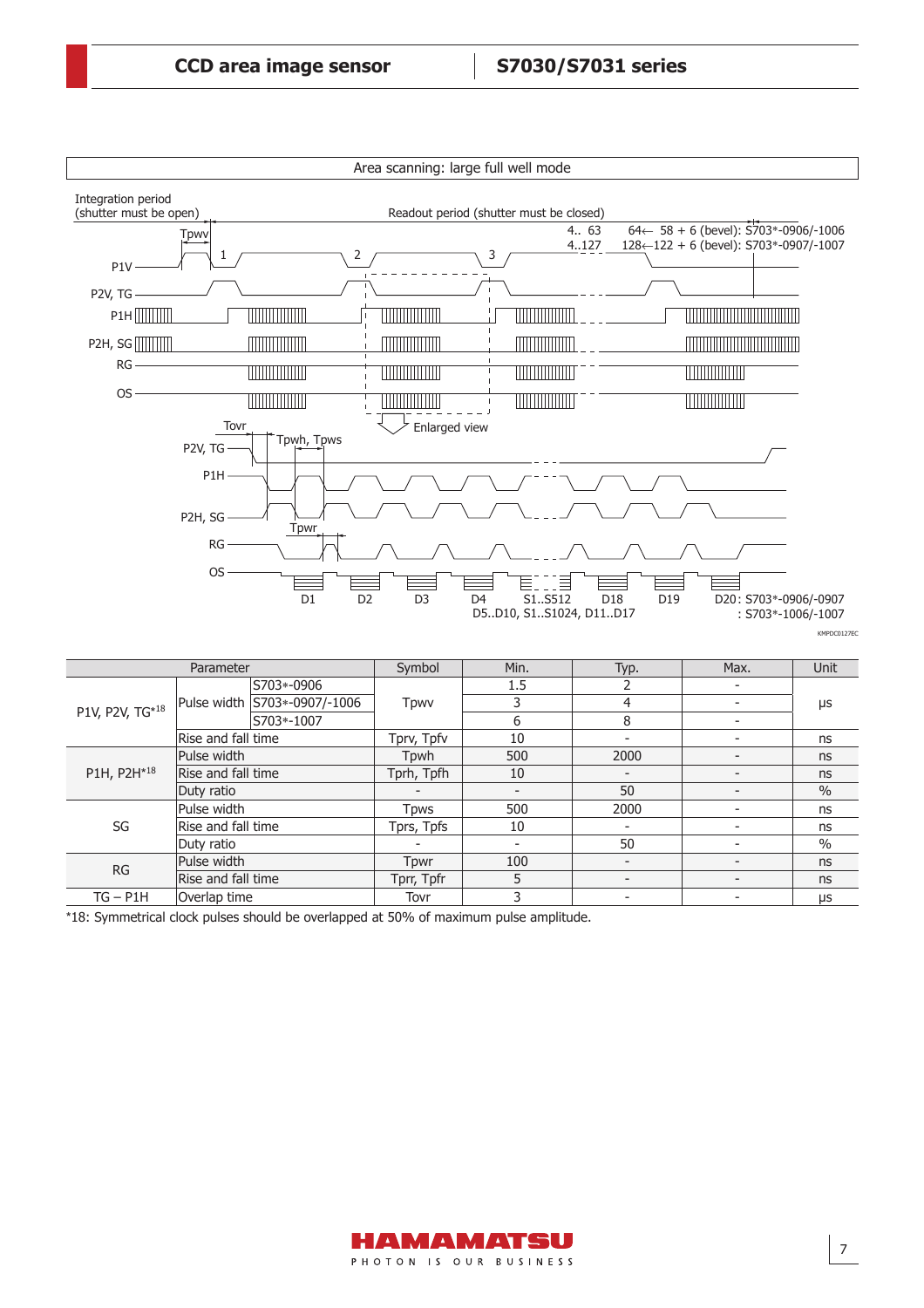Area scanning: large full well mode

Integration period (shutter must be open)

Readout period (shutter must be closed)

4.. 63 64← 58 + 6 (bevel): S703*-0906/-1006

4..127 128←122 + 6 (bevel): S703*-0907/-1007

Tpwv

P1V

P2V, TG

P1H

P2H, SG

RG

OS

Enlarged view

Tovr

Tpwh, Tpws

Tpwr

D1 D2 D3 D4 S1..S512 D18 D19 D20: S703*-0906/-0907

D5..D10, S1..S1024, D11..D17 : S703*-1006/-1007

KMPDC0127EC

| Parameter | | | Symbol | Min. | Typ. | Max. | Unit |
|---|---|---|---|---|---|---|---|
| P1V, P2V, TG*18 | Pulse width | S703*-0906 | Tpwv | 1.5 | 2 | - | μs |
| | | S703*-0907/-1006 | | 3 | 4 | - | |
| | | S703*-1007 | | 6 | 8 | - | |
| | Rise and fall time | | Tprv, Tpfv | 10 | - | - | ns |
| P1H, P2H*18 | Pulse width | | Tpwh | 500 | 2000 | - | ns |
| | Rise and fall time | | Tprh, Tpfh | 10 | - | - | ns |
| | Duty ratio | | - | - | 50 | - | % |
| SG | Pulse width | | Tpws | 500 | 2000 | - | ns |
| | Rise and fall time | | Tprs, Tpfs | 10 | - | - | ns |
| | Duty ratio | | - | - | 50 | - | % |
| RG | Pulse width | | Tpwr | 100 | - | - | ns |
| | Rise and fall time | | Tprr, Tpfr | 5 | - | - | ns |
| TG – P1H | Overlap time | | Tovr | 3 | - | - | μs |

*18: Symmetrical clock pulses should be overlapped at 50% of maximum pulse amplitude.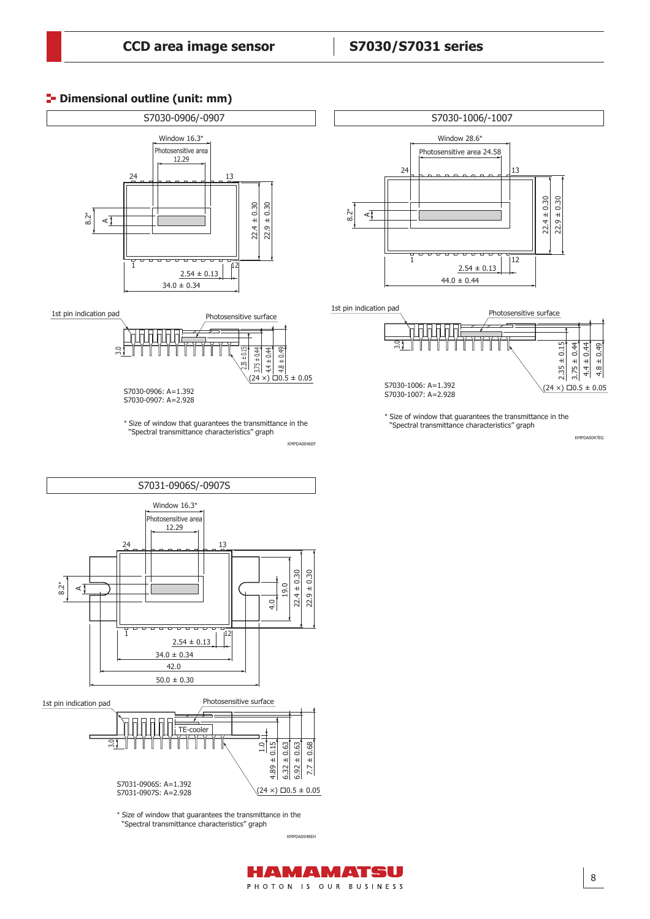## Dimensional outline (unit: mm)

### S7030-0906/-0907

Window 16.3*

Photosensitive area 12.29

24 13

8.2*

A

22.4 ± 0.30

22.9 ± 0.30

1 12

2.54 ± 0.13

34.0 ± 0.34

1st pin indication pad

Photosensitive surface

3.0

2.35 ± 0.15

3.75 ± 0.44

4.4 ± 0.44

4.8 ± 0.49

(24 ×) □0.5 ± 0.05

S7030-0906: A=1.392
S7030-0907: A=2.928

* Size of window that guarantees the transmittance in the "Spectral transmittance characteristics" graph

KMPDA0046EF

### S7030-1006/-1007

Window 28.6*

Photosensitive area 24.58

24 13

8.2*

A

22.4 ± 0.30

22.9 ± 0.30

1 12

2.54 ± 0.13

44.0 ± 0.44

1st pin indication pad

Photosensitive surface

3.0

2.35 ± 0.15

3.75 ± 0.44

4.4 ± 0.44

4.8 ± 0.49

(24 ×) □0.5 ± 0.05

S7030-1006: A=1.392
S7030-1007: A=2.928

* Size of window that guarantees the transmittance in the "Spectral transmittance characteristics" graph

KMPDA0047EG

### S7031-0906S/-0907S

Window 16.3*

Photosensitive area 12.29

24 13

8.2*

A

4.0

19.0

22.4 ± 0.30

22.9 ± 0.30

1 12

2.54 ± 0.13

34.0 ± 0.34

42.0

50.0 ± 0.30

1st pin indication pad

Photosensitive surface

TE-cooler

3.0

1.0

4.89 ± 0.15

6.32 ± 0.63

6.92 ± 0.63

7.7 ± 0.68

(24 ×) □0.5 ± 0.05

S7031-0906S: A=1.392
S7031-0907S: A=2.928

* Size of window that guarantees the transmittance in the "Spectral transmittance characteristics" graph

KMPDA0048EH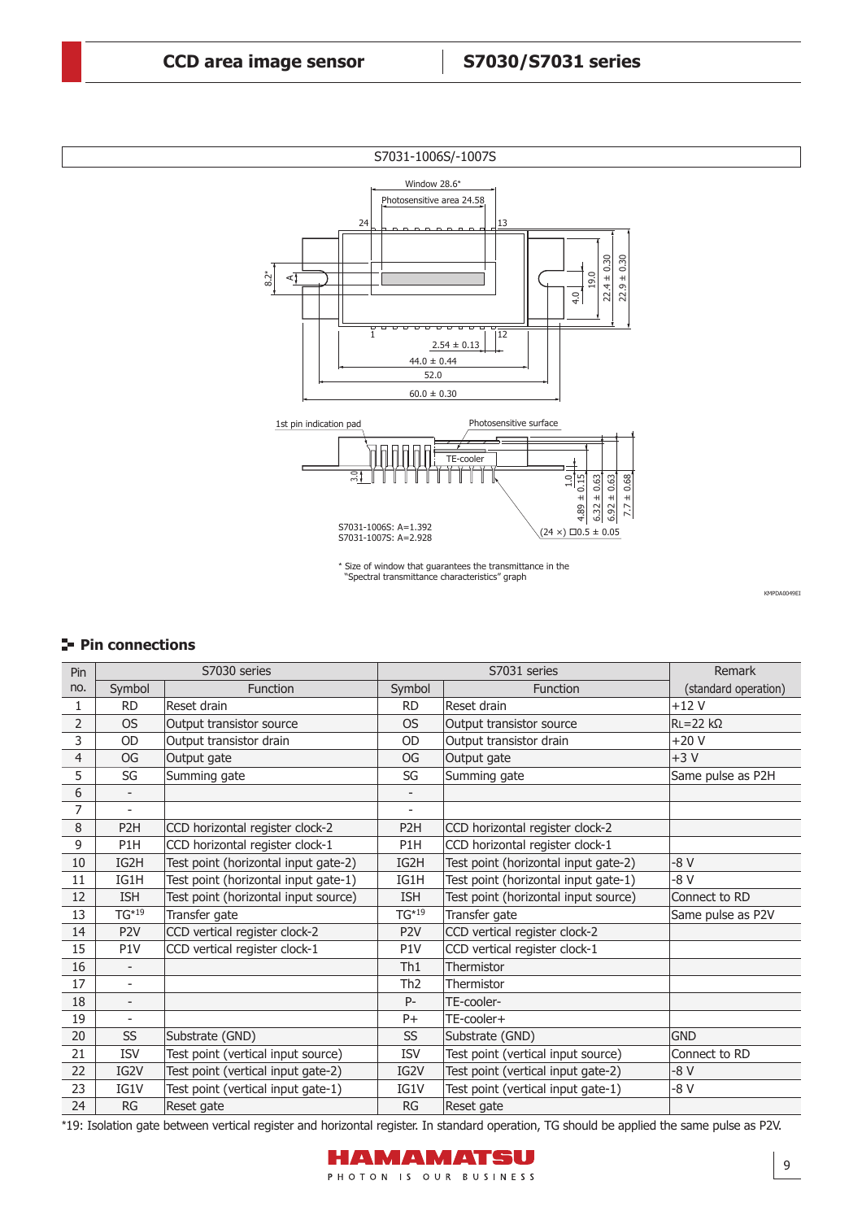S7031-1006S/-1007S

Window 28.6*

Photosensitive area 24.58

1st pin indication pad

Photosensitive surface

TE-cooler

S7031-1006S: A=1.392
S7031-1007S: A=2.928

(24 ×) □0.5 ± 0.05

\* Size of window that guarantees the transmittance in the "Spectral transmittance characteristics" graph

KMPDA0049EI

## Pin connections

| Pin no. | S7030 series | | S7031 series | | Remark |
|---|---|---|---|---|---|
| | Symbol | Function | Symbol | Function | (standard operation) |
| 1 | RD | Reset drain | RD | Reset drain | +12 V |
| 2 | OS | Output transistor source | OS | Output transistor source | RL=22 kΩ |
| 3 | OD | Output transistor drain | OD | Output transistor drain | +20 V |
| 4 | OG | Output gate | OG | Output gate | +3 V |
| 5 | SG | Summing gate | SG | Summing gate | Same pulse as P2H |
| 6 | - | | - | | |
| 7 | - | | - | | |
| 8 | P2H | CCD horizontal register clock-2 | P2H | CCD horizontal register clock-2 | |
| 9 | P1H | CCD horizontal register clock-1 | P1H | CCD horizontal register clock-1 | |
| 10 | IG2H | Test point (horizontal input gate-2) | IG2H | Test point (horizontal input gate-2) | -8 V |
| 11 | IG1H | Test point (horizontal input gate-1) | IG1H | Test point (horizontal input gate-1) | -8 V |
| 12 | ISH | Test point (horizontal input source) | ISH | Test point (horizontal input source) | Connect to RD |
| 13 | TG*19 | Transfer gate | TG*19 | Transfer gate | Same pulse as P2V |
| 14 | P2V | CCD vertical register clock-2 | P2V | CCD vertical register clock-2 | |
| 15 | P1V | CCD vertical register clock-1 | P1V | CCD vertical register clock-1 | |
| 16 | - | | Th1 | Thermistor | |
| 17 | - | | Th2 | Thermistor | |
| 18 | - | | P- | TE-cooler- | |
| 19 | - | | P+ | TE-cooler+ | |
| 20 | SS | Substrate (GND) | SS | Substrate (GND) | GND |
| 21 | ISV | Test point (vertical input source) | ISV | Test point (vertical input source) | Connect to RD |
| 22 | IG2V | Test point (vertical input gate-2) | IG2V | Test point (vertical input gate-2) | -8 V |
| 23 | IG1V | Test point (vertical input gate-1) | IG1V | Test point (vertical input gate-1) | -8 V |
| 24 | RG | Reset gate | RG | Reset gate | |

*19: Isolation gate between vertical register and horizontal register. In standard operation, TG should be applied the same pulse as P2V.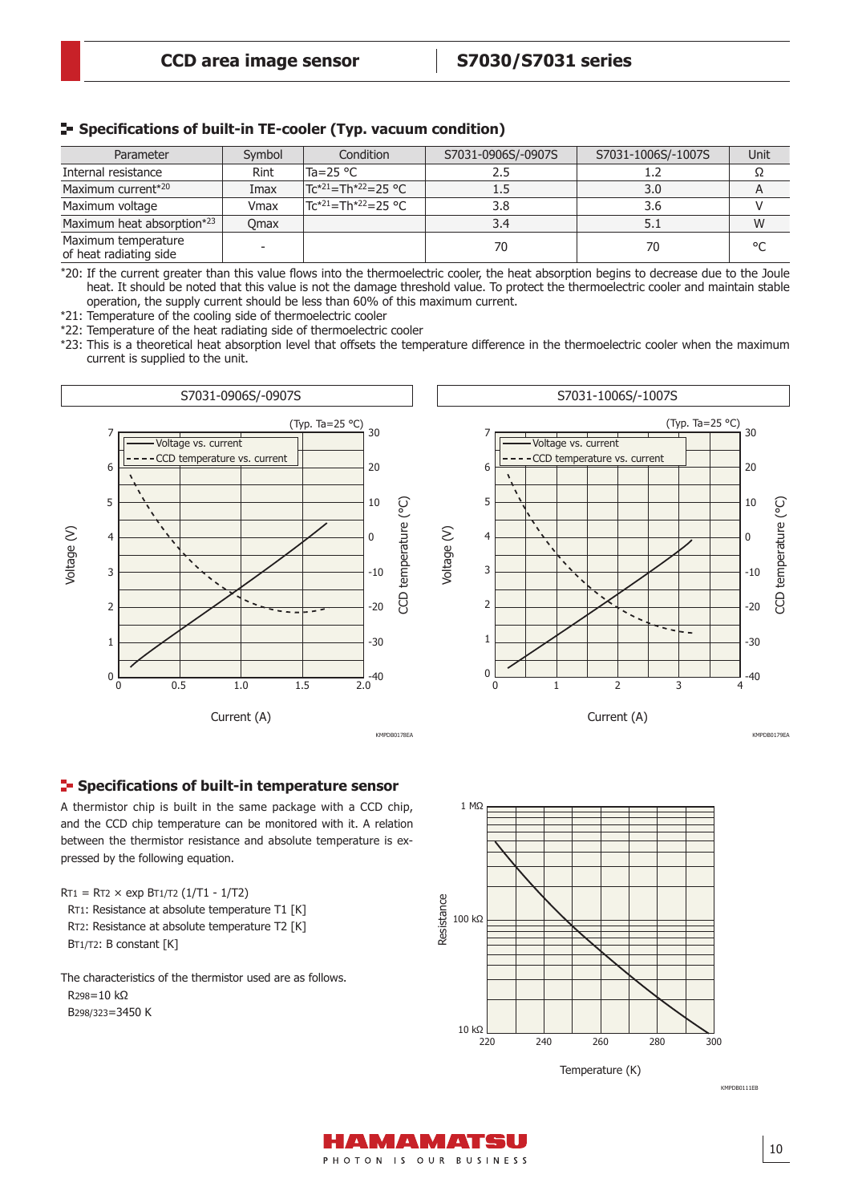## Specifications of built-in TE-cooler (Typ. vacuum condition)

| Parameter | Symbol | Condition | S7031-0906S/-0907S | S7031-1006S/-1007S | Unit |
|---|---|---|---|---|---|
| Internal resistance | Rint | Ta=25 °C | 2.5 | 1.2 | Ω |
| Maximum current*20 | Imax | Tc*21=Th*22=25 °C | 1.5 | 3.0 | A |
| Maximum voltage | Vmax | Tc*21=Th*22=25 °C | 3.8 | 3.6 | V |
| Maximum heat absorption*23 | Qmax | | 3.4 | 5.1 | W |
| Maximum temperature of heat radiating side | - | | 70 | 70 | °C |

*20: If the current greater than this value flows into the thermoelectric cooler, the heat absorption begins to decrease due to the Joule heat. It should be noted that this value is not the damage threshold value. To protect the thermoelectric cooler and maintain stable operation, the supply current should be less than 60% of this maximum current.

*21: Temperature of the cooling side of thermoelectric cooler

*22: Temperature of the heat radiating side of thermoelectric cooler

*23: This is a theoretical heat absorption level that offsets the temperature difference in the thermoelectric cooler when the maximum current is supplied to the unit.

S7031-0906S/-0907S

(Typ. Ta=25 °C)

Voltage vs. current / CCD temperature vs. current

Voltage (V) / CCD temperature (°C) / Current (A)

KMPDB0178EA

S7031-1006S/-1007S

(Typ. Ta=25 °C)

Voltage vs. current / CCD temperature vs. current

Voltage (V) / CCD temperature (°C) / Current (A)

KMPDB0179EA

## Specifications of built-in temperature sensor

A thermistor chip is built in the same package with a CCD chip, and the CCD chip temperature can be monitored with it. A relation between the thermistor resistance and absolute temperature is expressed by the following equation.

$R_{T1} = R_{T2} \times \exp B_{T1/T2} (1/T1 - 1/T2)$

- $R_{T1}$: Resistance at absolute temperature T1 [K]
- $R_{T2}$: Resistance at absolute temperature T2 [K]
- $B_{T1/T2}$: B constant [K]

The characteristics of the thermistor used are as follows.

- $R_{298}$=10 kΩ
- $B_{298/323}$=3450 K

Resistance / Temperature (K)

KMPDB0111EB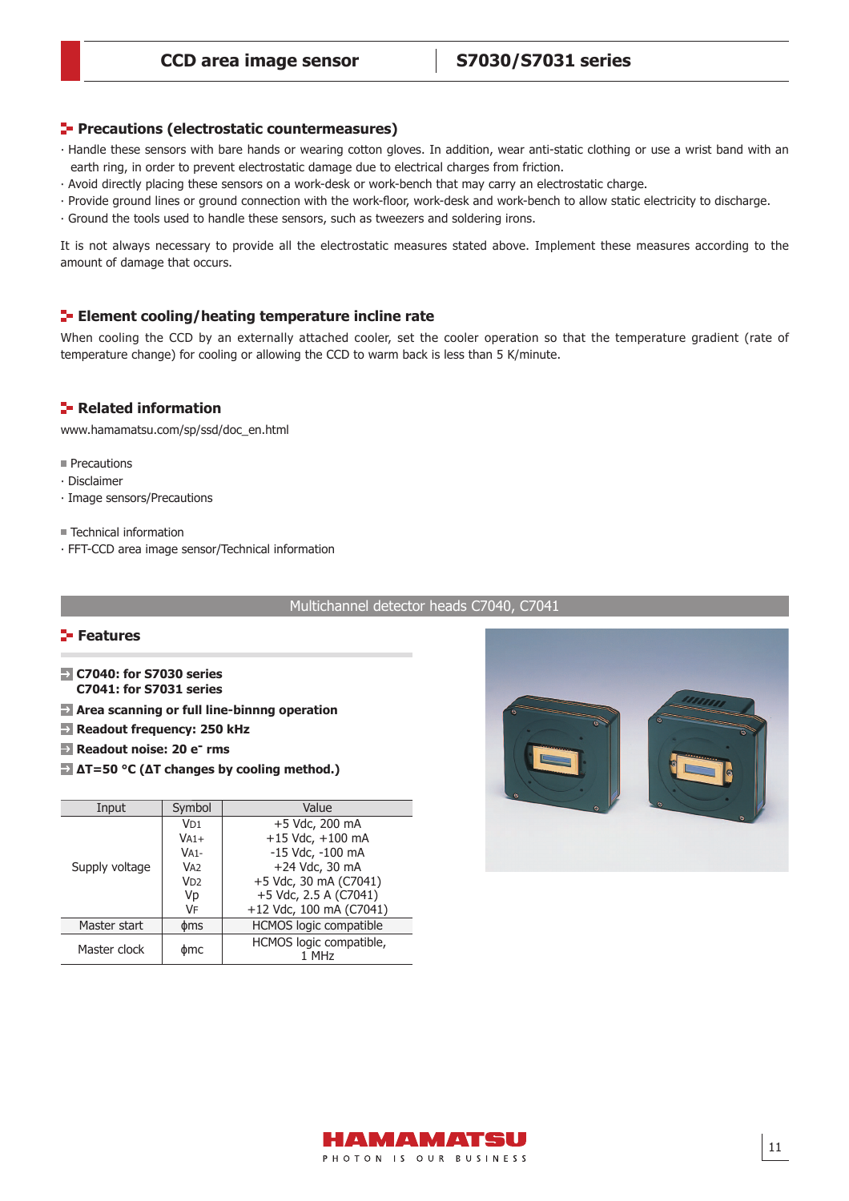## Precautions (electrostatic countermeasures)

- Handle these sensors with bare hands or wearing cotton gloves. In addition, wear anti-static clothing or use a wrist band with an earth ring, in order to prevent electrostatic damage due to electrical charges from friction.
- Avoid directly placing these sensors on a work-desk or work-bench that may carry an electrostatic charge.
- Provide ground lines or ground connection with the work-floor, work-desk and work-bench to allow static electricity to discharge.
- Ground the tools used to handle these sensors, such as tweezers and soldering irons.

It is not always necessary to provide all the electrostatic measures stated above. Implement these measures according to the amount of damage that occurs.

## Element cooling/heating temperature incline rate

When cooling the CCD by an externally attached cooler, set the cooler operation so that the temperature gradient (rate of temperature change) for cooling or allowing the CCD to warm back is less than 5 K/minute.

## Related information

www.hamamatsu.com/sp/ssd/doc_en.html

■ Precautions
- Disclaimer
- Image sensors/Precautions

■ Technical information
- FFT-CCD area image sensor/Technical information

# Multichannel detector heads C7040, C7041

## Features

- **C7040: for S7030 series**
  **C7041: for S7031 series**
- **Area scanning or full line-binnng operation**
- **Readout frequency: 250 kHz**
- **Readout noise: 20 e⁻ rms**
- **ΔT=50 °C (ΔT changes by cooling method.)**

| Input | Symbol | Value |
|---|---|---|
| Supply voltage | $V_{D1}$ | +5 Vdc, 200 mA |
| | $V_{A1+}$ | +15 Vdc, +100 mA |
| | $V_{A1-}$ | -15 Vdc, -100 mA |
| | $V_{A2}$ | +24 Vdc, 30 mA |
| | $V_{D2}$ | +5 Vdc, 30 mA (C7041) |
| | Vp | +5 Vdc, 2.5 A (C7041) |
| | $V_F$ | +12 Vdc, 100 mA (C7041) |
| Master start | ϕms | HCMOS logic compatible |
| Master clock | ϕmc | HCMOS logic compatible, 1 MHz |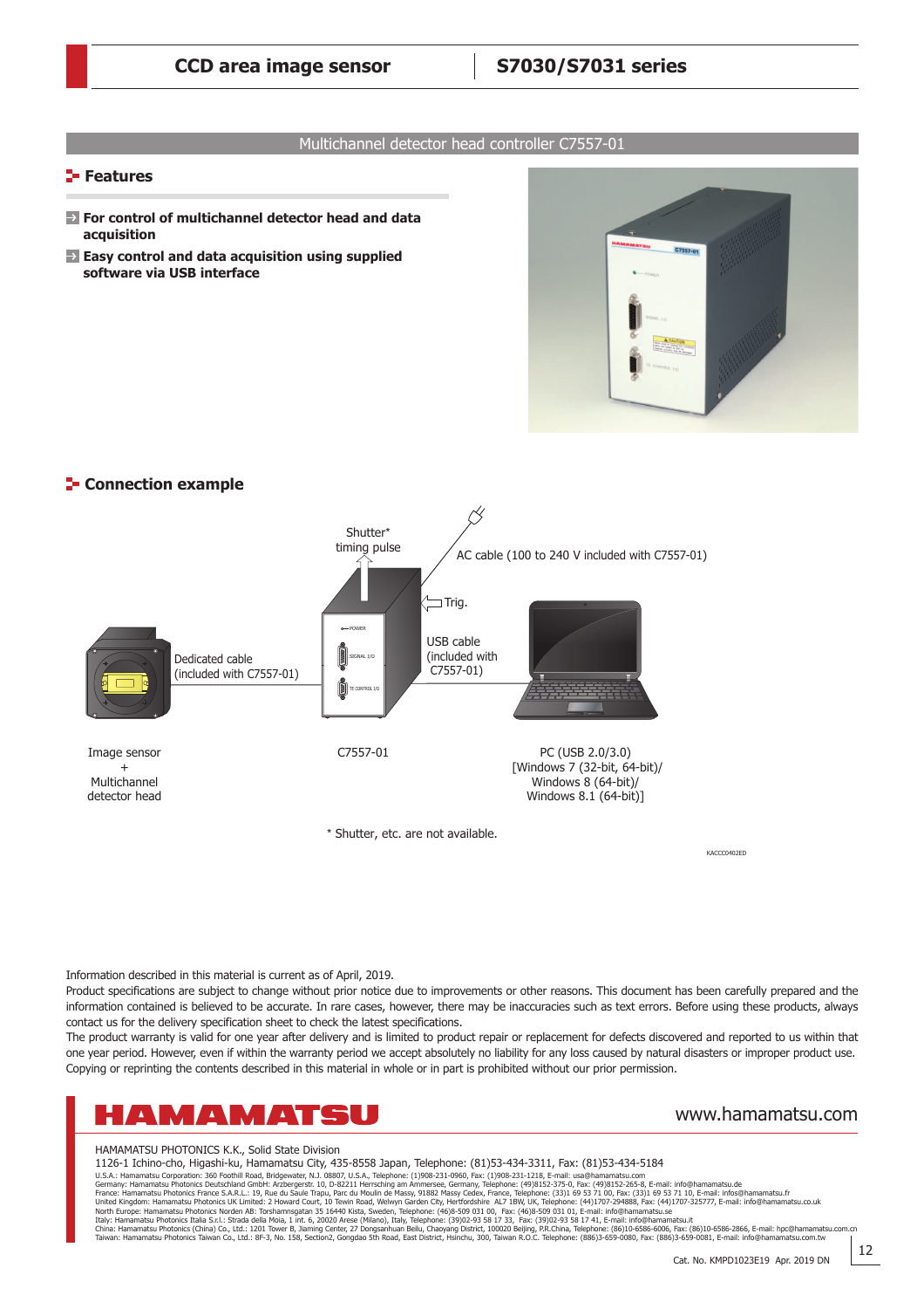## Multichannel detector head controller C7557-01

### Features

- **For control of multichannel detector head and data acquisition**
- **Easy control and data acquisition using supplied software via USB interface**

### Connection example

Shutter* timing pulse

AC cable (100 to 240 V included with C7557-01)

Trig.

Dedicated cable (included with C7557-01)

USB cable (included with C7557-01)

POWER

SIGNAL I/O

TE CONTROL I/O

Image sensor + Multichannel detector head

C7557-01

PC (USB 2.0/3.0) [Windows 7 (32-bit, 64-bit)/ Windows 8 (64-bit)/ Windows 8.1 (64-bit)]

\* Shutter, etc. are not available.

KACCC0402ED

Information described in this material is current as of April, 2019.

Product specifications are subject to change without prior notice due to improvements or other reasons. This document has been carefully prepared and the information contained is believed to be accurate. In rare cases, however, there may be inaccuracies such as text errors. Before using these products, always contact us for the delivery specification sheet to check the latest specifications.

The product warranty is valid for one year after delivery and is limited to product repair or replacement for defects discovered and reported to us within that one year period. However, even if within the warranty period we accept absolutely no liability for any loss caused by natural disasters or improper product use. Copying or reprinting the contents described in this material in whole or in part is prohibited without our prior permission.

**HAMAMATSU**

www.hamamatsu.com

HAMAMATSU PHOTONICS K.K., Solid State Division

1126-1 Ichino-cho, Higashi-ku, Hamamatsu City, 435-8558 Japan, Telephone: (81)53-434-3311, Fax: (81)53-434-5184

U.S.A.: Hamamatsu Corporation: 360 Foothill Road, Bridgewater, N.J. 08807, U.S.A., Telephone: (1)908-231-0960, Fax: (1)908-231-1218, E-mail: usa@hamamatsu.com
Germany: Hamamatsu Photonics Deutschland GmbH: Arzbergerstr. 10, D-82211 Herrsching am Ammersee, Germany, Telephone: (49)8152-375-0, Fax: (49)8152-265-8, E-mail: info@hamamatsu.de
France: Hamamatsu Photonics France S.A.R.L.: 19, Rue du Saule Trapu, Parc du Moulin de Massy, 91882 Massy Cedex, France, Telephone: (33)1 69 53 71 00, Fax: (33)1 69 53 71 10, E-mail: infos@hamamatsu.fr
United Kingdom: Hamamatsu Photonics UK Limited: 2 Howard Court, 10 Tewin Road, Welwyn Garden City, Hertfordshire AL7 1BW, UK, Telephone: (44)1707-294888, Fax: (44)1707-325777, E-mail: info@hamamatsu.co.uk
North Europe: Hamamatsu Photonics Norden AB: Torshamnsgatan 35 16440 Kista, Sweden, Telephone: (46)8-509 031 00, Fax: (46)8-509 031 01, E-mail: info@hamamatsu.se
Italy: Hamamatsu Photonics Italia S.r.l.: Strada della Moia, 1 int. 6, 20020 Arese (Milano), Italy, Telephone: (39)02-93 58 17 33, Fax: (39)02-93 58 17 41, E-mail: info@hamamatsu.it
China: Hamamatsu Photonics (China) Co., Ltd.: 1201 Tower B, Jiaming Center, 27 Dongsanhuan Beilu, Chaoyang District, 100020 Beijing, P.R.China, Telephone: (86)10-6586-6006, Fax: (86)10-6586-2866, E-mail: hpc@hamamatsu.com.cn
Taiwan: Hamamatsu Photonics Taiwan Co., Ltd.: 8F-3, No. 158, Section2, Gongdao 5th Road, East District, Hsinchu, 300, Taiwan R.O.C. Telephone: (886)3-659-0080, Fax: (886)3-659-0081, E-mail: info@hamamatsu.com.tw

Cat. No. KMPD1023E19 Apr. 2019 DN